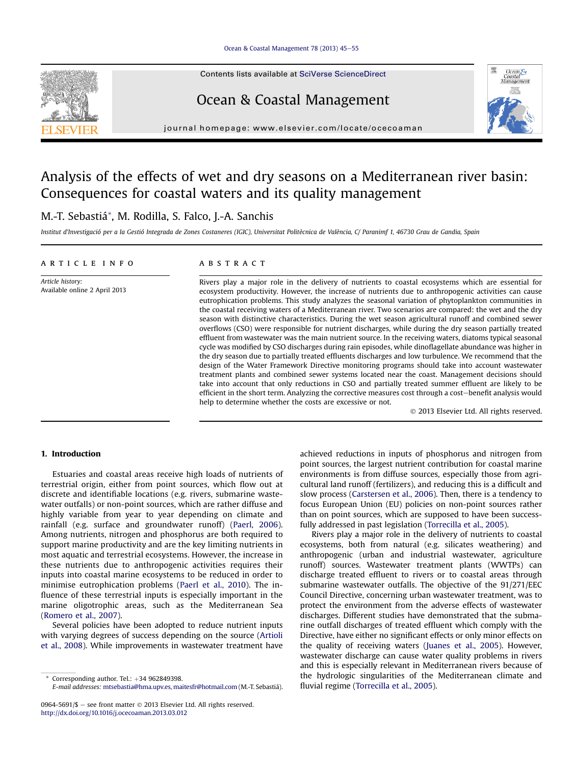# Analysis of the effects of wet and dry seasons on a Mediterranean river basin: Consequences for coastal waters and its quality management

M.-T. Sebastiá*, M. Rodilla, S. Falco, J.-A. Sanchis

*Institut d'Investigació per a la Gestió Integrada de Zones Costaneres (IGIC), Universitat Politècnica de València, C/ Paranimf 1, 46730 Grau de Gandia, Spain*

**ARTICLE INFO**

*Article history:*
Available online 2 April 2013

**ABSTRACT**

Rivers play a major role in the delivery of nutrients to coastal ecosystems which are essential for ecosystem productivity. However, the increase of nutrients due to anthropogenic activities can cause eutrophication problems. This study analyzes the seasonal variation of phytoplankton communities in the coastal receiving waters of a Mediterranean river. Two scenarios are compared: the wet and the dry season with distinctive characteristics. During the wet season agricultural runoff and combined sewer overflows (CSO) were responsible for nutrient discharges, while during the dry season partially treated effluent from wastewater was the main nutrient source. In the receiving waters, diatoms typical seasonal cycle was modified by CSO discharges during rain episodes, while dinoflagellate abundance was higher in the dry season due to partially treated effluents discharges and low turbulence. We recommend that the design of the Water Framework Directive monitoring programs should take into account wastewater treatment plants and combined sewer systems located near the coast. Management decisions should take into account that only reductions in CSO and partially treated summer effluent are likely to be efficient in the short term. Analyzing the corrective measures cost through a cost–benefit analysis would help to determine whether the costs are excessive or not.

© 2013 Elsevier Ltd. All rights reserved.

## 1. Introduction

Estuaries and coastal areas receive high loads of nutrients of terrestrial origin, either from point sources, which flow out at discrete and identifiable locations (e.g. rivers, submarine wastewater outfalls) or non-point sources, which are rather diffuse and highly variable from year to year depending on climate and rainfall (e.g. surface and groundwater runoff) (Paerl, 2006). Among nutrients, nitrogen and phosphorus are both required to support marine productivity and are the key limiting nutrients in most aquatic and terrestrial ecosystems. However, the increase in these nutrients due to anthropogenic activities requires their inputs into coastal marine ecosystems to be reduced in order to minimise eutrophication problems (Paerl et al., 2010). The influence of these terrestrial inputs is especially important in the marine oligotrophic areas, such as the Mediterranean Sea (Romero et al., 2007).

Several policies have been adopted to reduce nutrient inputs with varying degrees of success depending on the source (Artioli et al., 2008). While improvements in wastewater treatment have achieved reductions in inputs of phosphorus and nitrogen from point sources, the largest nutrient contribution for coastal marine environments is from diffuse sources, especially those from agricultural land runoff (fertilizers), and reducing this is a difficult and slow process (Carstersen et al., 2006). Then, there is a tendency to focus European Union (EU) policies on non-point sources rather than on point sources, which are supposed to have been successfully addressed in past legislation (Torrecilla et al., 2005).

Rivers play a major role in the delivery of nutrients to coastal ecosystems, both from natural (e.g. silicates weathering) and anthropogenic (urban and industrial wastewater, agriculture runoff) sources. Wastewater treatment plants (WWTPs) can discharge treated effluent to rivers or to coastal areas through submarine wastewater outfalls. The objective of the 91/271/EEC Council Directive, concerning urban wastewater treatment, was to protect the environment from the adverse effects of wastewater discharges. Different studies have demonstrated that the submarine outfall discharges of treated effluent which comply with the Directive, have either no significant effects or only minor effects on the quality of receiving waters (Juanes et al., 2005). However, wastewater discharge can cause water quality problems in rivers and this is especially relevant in Mediterranean rivers because of the hydrologic singularities of the Mediterranean climate and fluvial regime (Torrecilla et al., 2005).

\* Corresponding author. Tel.: +34 962849398.
E-mail addresses: mtsebastia@hma.upv.es, maitesfr@hotmail.com (M.-T. Sebastiá).

0964-5691/$ – see front matter © 2013 Elsevier Ltd. All rights reserved.
http://dx.doi.org/10.1016/j.ocecoaman.2013.03.012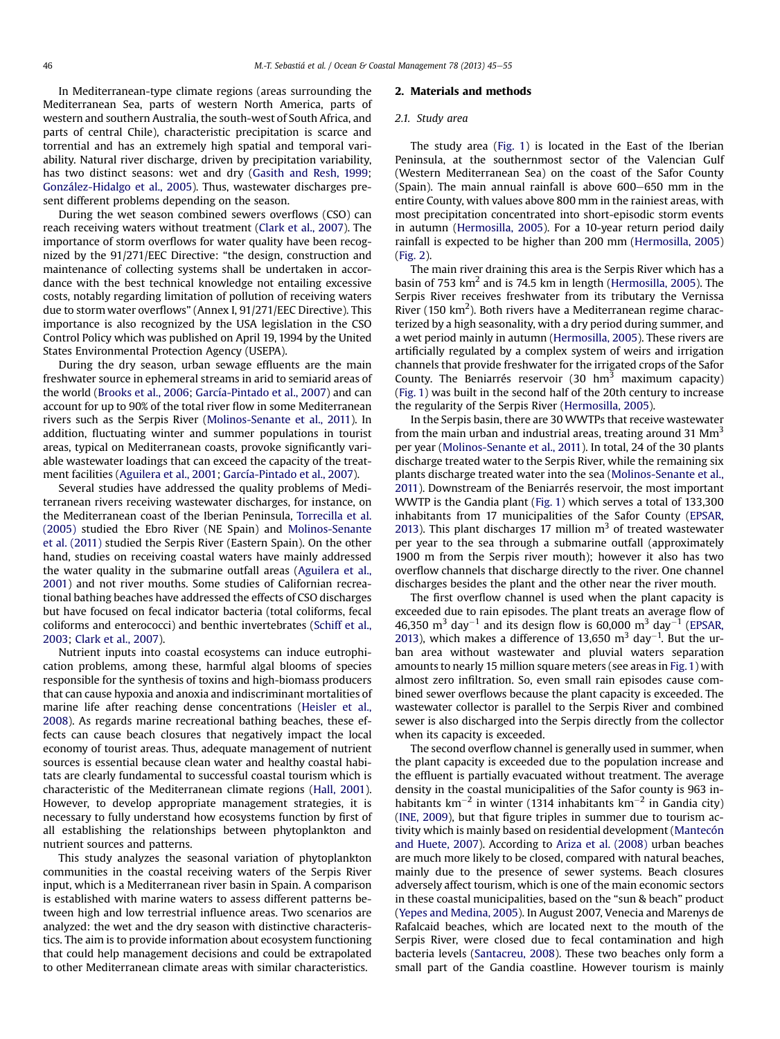In Mediterranean-type climate regions (areas surrounding the Mediterranean Sea, parts of western North America, parts of western and southern Australia, the south-west of South Africa, and parts of central Chile), characteristic precipitation is scarce and torrential and has an extremely high spatial and temporal variability. Natural river discharge, driven by precipitation variability, has two distinct seasons: wet and dry (Gasith and Resh, 1999; González-Hidalgo et al., 2005). Thus, wastewater discharges present different problems depending on the season.

During the wet season combined sewers overflows (CSO) can reach receiving waters without treatment (Clark et al., 2007). The importance of storm overflows for water quality have been recognized by the 91/271/EEC Directive: "the design, construction and maintenance of collecting systems shall be undertaken in accordance with the best technical knowledge not entailing excessive costs, notably regarding limitation of pollution of receiving waters due to storm water overflows" (Annex I, 91/271/EEC Directive). This importance is also recognized by the USA legislation in the CSO Control Policy which was published on April 19, 1994 by the United States Environmental Protection Agency (USEPA).

During the dry season, urban sewage effluents are the main freshwater source in ephemeral streams in arid to semiarid areas of the world (Brooks et al., 2006; García-Pintado et al., 2007) and can account for up to 90% of the total river flow in some Mediterranean rivers such as the Serpis River (Molinos-Senante et al., 2011). In addition, fluctuating winter and summer populations in tourist areas, typical on Mediterranean coasts, provoke significantly variable wastewater loadings that can exceed the capacity of the treatment facilities (Aguilera et al., 2001; García-Pintado et al., 2007).

Several studies have addressed the quality problems of Mediterranean rivers receiving wastewater discharges, for instance, on the Mediterranean coast of the Iberian Peninsula, Torrecilla et al. (2005) studied the Ebro River (NE Spain) and Molinos-Senante et al. (2011) studied the Serpis River (Eastern Spain). On the other hand, studies on receiving coastal waters have mainly addressed the water quality in the submarine outfall areas (Aguilera et al., 2001) and not river mouths. Some studies of Californian recreational bathing beaches have addressed the effects of CSO discharges but have focused on fecal indicator bacteria (total coliforms, fecal coliforms and enterococci) and benthic invertebrates (Schiff et al., 2003; Clark et al., 2007).

Nutrient inputs into coastal ecosystems can induce eutrophication problems, among these, harmful algal blooms of species responsible for the synthesis of toxins and high-biomass producers that can cause hypoxia and anoxia and indiscriminant mortalities of marine life after reaching dense concentrations (Heisler et al., 2008). As regards marine recreational bathing beaches, these effects can cause beach closures that negatively impact the local economy of tourist areas. Thus, adequate management of nutrient sources is essential because clean water and healthy coastal habitats are clearly fundamental to successful coastal tourism which is characteristic of the Mediterranean climate regions (Hall, 2001). However, to develop appropriate management strategies, it is necessary to fully understand how ecosystems function by first of all establishing the relationships between phytoplankton and nutrient sources and patterns.

This study analyzes the seasonal variation of phytoplankton communities in the coastal receiving waters of the Serpis River input, which is a Mediterranean river basin in Spain. A comparison is established with marine waters to assess different patterns between high and low terrestrial influence areas. Two scenarios are analyzed: the wet and the dry season with distinctive characteristics. The aim is to provide information about ecosystem functioning that could help management decisions and could be extrapolated to other Mediterranean climate areas with similar characteristics.

## 2. Materials and methods

### 2.1. Study area

The study area (Fig. 1) is located in the East of the Iberian Peninsula, at the southernmost sector of the Valencian Gulf (Western Mediterranean Sea) on the coast of the Safor County (Spain). The main annual rainfall is above 600–650 mm in the entire County, with values above 800 mm in the rainiest areas, with most precipitation concentrated into short-episodic storm events in autumn (Hermosilla, 2005). For a 10-year return period daily rainfall is expected to be higher than 200 mm (Hermosilla, 2005) (Fig. 2).

The main river draining this area is the Serpis River which has a basin of 753 $km^2$ and is 74.5 km in length (Hermosilla, 2005). The Serpis River receives freshwater from its tributary the Vernissa River (150 $km^2$). Both rivers have a Mediterranean regime characterized by a high seasonality, with a dry period during summer, and a wet period mainly in autumn (Hermosilla, 2005). These rivers are artificially regulated by a complex system of weirs and irrigation channels that provide freshwater for the irrigated crops of the Safor County. The Beniarrés reservoir (30 $hm^3$ maximum capacity) (Fig. 1) was built in the second half of the 20th century to increase the regularity of the Serpis River (Hermosilla, 2005).

In the Serpis basin, there are 30 WWTPs that receive wastewater from the main urban and industrial areas, treating around 31 $Mm^3$ per year (Molinos-Senante et al., 2011). In total, 24 of the 30 plants discharge treated water to the Serpis River, while the remaining six plants discharge treated water into the sea (Molinos-Senante et al., 2011). Downstream of the Beniarrés reservoir, the most important WWTP is the Gandia plant (Fig. 1) which serves a total of 133,300 inhabitants from 17 municipalities of the Safor County (EPSAR, 2013). This plant discharges 17 million $m^3$ of treated wastewater per year to the sea through a submarine outfall (approximately 1900 m from the Serpis river mouth); however it also has two overflow channels that discharge directly to the river. One channel discharges besides the plant and the other near the river mouth.

The first overflow channel is used when the plant capacity is exceeded due to rain episodes. The plant treats an average flow of 46,350 $m^3$ $day^{-1}$ and its design flow is 60,000 $m^3$ $day^{-1}$ (EPSAR, 2013), which makes a difference of 13,650 $m^3$ $day^{-1}$. But the urban area without wastewater and pluvial waters separation amounts to nearly 15 million square meters (see areas in Fig. 1) with almost zero infiltration. So, even small rain episodes cause combined sewer overflows because the plant capacity is exceeded. The wastewater collector is parallel to the Serpis River and combined sewer is also discharged into the Serpis directly from the collector when its capacity is exceeded.

The second overflow channel is generally used in summer, when the plant capacity is exceeded due to the population increase and the effluent is partially evacuated without treatment. The average density in the coastal municipalities of the Safor county is 963 inhabitants $km^{-2}$ in winter (1314 inhabitants $km^{-2}$ in Gandia city) (INE, 2009), but that figure triples in summer due to tourism activity which is mainly based on residential development (Mantecón and Huete, 2007). According to Ariza et al. (2008) urban beaches are much more likely to be closed, compared with natural beaches, mainly due to the presence of sewer systems. Beach closures adversely affect tourism, which is one of the main economic sectors in these coastal municipalities, based on the "sun & beach" product (Yepes and Medina, 2005). In August 2007, Venecia and Marenys de Rafalcaid beaches, which are located next to the mouth of the Serpis River, were closed due to fecal contamination and high bacteria levels (Santacreu, 2008). These two beaches only form a small part of the Gandia coastline. However tourism is mainly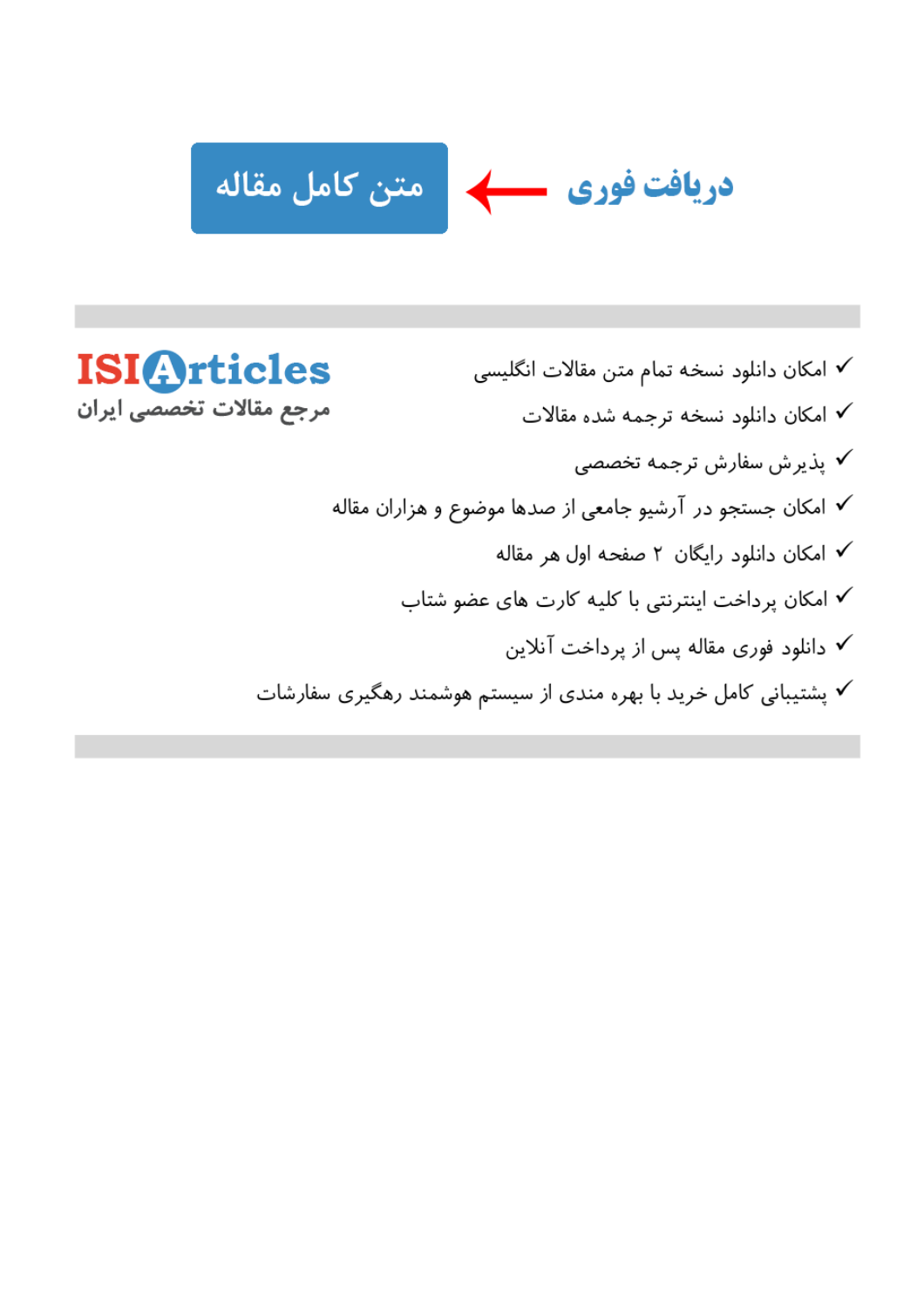دریافت فوری ← متن کامل مقاله

**ISIArticles**
مرجع مقالات تخصصی ایران

- ✓ امکان دانلود نسخه تمام متن مقالات انگلیسی
- ✓ امکان دانلود نسخه ترجمه شده مقالات
- ✓ پذیرش سفارش ترجمه تخصصی
- ✓ امکان جستجو در آرشیو جامعی از صدها موضوع و هزاران مقاله
- ✓ امکان دانلود رایگان ۲ صفحه اول هر مقاله
- ✓ امکان پرداخت اینترنتی با کلیه کارت های عضو شتاب
- ✓ دانلود فوری مقاله پس از پرداخت آنلاین
- ✓ پشتیبانی کامل خرید با بهره مندی از سیستم هوشمند رهگیری سفارشات